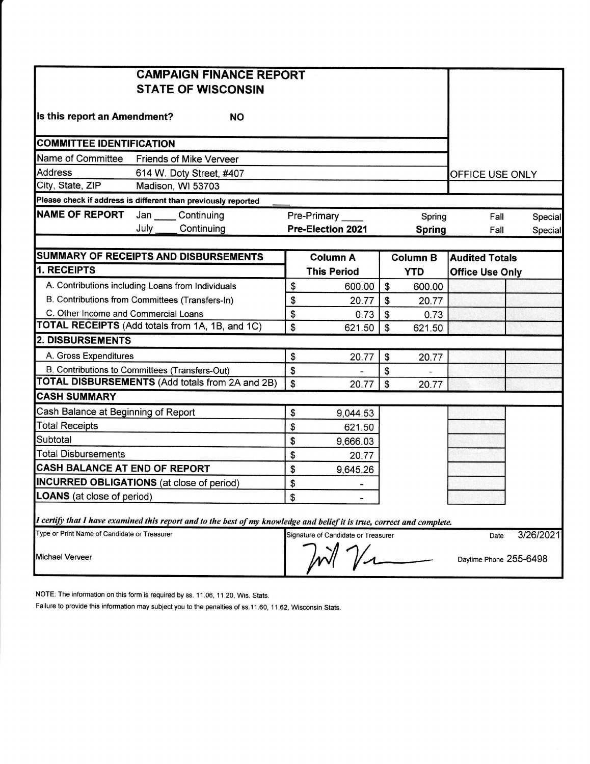# CAMPAIGN FINANCE REPORT
## STATE OF WISCONSIN

**Is this report an Amendment?** **NO**

OFFICE USE ONLY

**COMMITTEE IDENTIFICATION**

| | |
|---|---|
| Name of Committee | Friends of Mike Verveer |
| Address | 614 W. Doty Street, #407 |
| City, State, ZIP | Madison, WI 53703 |

**Please check if address is different than previously reported** ____

| **NAME OF REPORT** | | | | |
|---|---|---|---|---|
| Jan ____ Continuing | Pre-Primary ____ | Spring | Fall | Special |
| July ____ Continuing | **Pre-Election 2021** | **Spring** | Fall | Special |

| **SUMMARY OF RECEIPTS AND DISBURSEMENTS** | **Column A** | **Column B** | **Audited Totals** |
|---|---|---|---|
| **1. RECEIPTS** | **This Period** | **YTD** | **Office Use Only** |
| A. Contributions including Loans from Individuals | $ 600.00 | $ 600.00 | |
| B. Contributions from Committees (Transfers-In) | $ 20.77 | $ 20.77 | |
| C. Other Income and Commercial Loans | $ 0.73 | $ 0.73 | |
| **TOTAL RECEIPTS** (Add totals from 1A, 1B, and 1C) | $ 621.50 | $ 621.50 | |
| **2. DISBURSEMENTS** | | | |
| A. Gross Expenditures | $ 20.77 | $ 20.77 | |
| B. Contributions to Committees (Transfers-Out) | $ - | $ - | |
| **TOTAL DISBURSEMENTS** (Add totals from 2A and 2B) | $ 20.77 | $ 20.77 | |
| **CASH SUMMARY** | | | |
| Cash Balance at Beginning of Report | $ 9,044.53 | | |
| Total Receipts | $ 621.50 | | |
| Subtotal | $ 9,666.03 | | |
| Total Disbursements | $ 20.77 | | |
| **CASH BALANCE AT END OF REPORT** | $ 9,645.26 | | |
| **INCURRED OBLIGATIONS** (at close of period) | $ - | | |
| **LOANS** (at close of period) | $ - | | |

*I certify that I have examined this report and to the best of my knowledge and belief it is true, correct and complete.*

| Type or Print Name of Candidate or Treasurer | Signature of Candidate or Treasurer | Date 3/26/2021 |
|---|---|---|
| Michael Verveer | [signature] | Daytime Phone 255-6498 |

NOTE: The information on this form is required by ss. 11.06, 11.20, Wis. Stats.

Failure to provide this information may subject you to the penalties of ss.11.60, 11.62, Wisconsin Stats.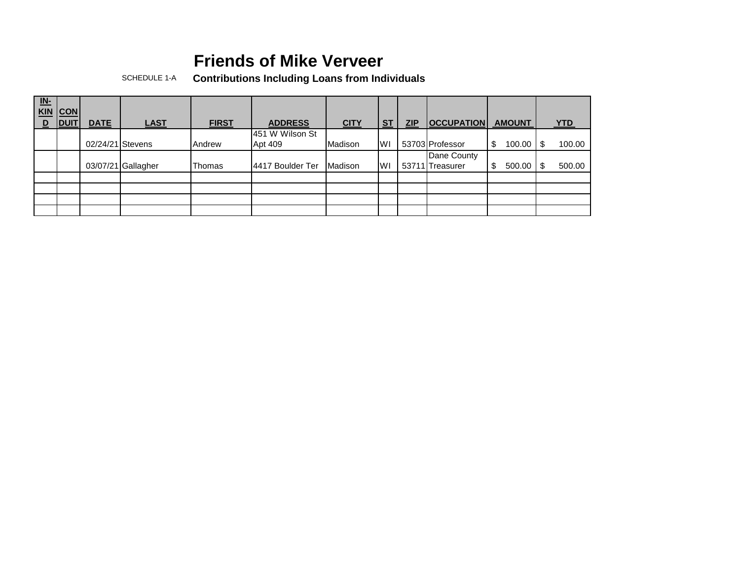# Friends of Mike Verveer

SCHEDULE 1-A **Contributions Including Loans from Individuals**

| IN-KIND | CONDUIT | DATE | LAST | FIRST | ADDRESS | CITY | ST | ZIP | OCCUPATION | AMOUNT | YTD |
|---|---|---|---|---|---|---|---|---|---|---|---|
| | | 02/24/21 | Stevens | Andrew | 451 W Wilson St Apt 409 | Madison | WI | 53703 | Professor | $ 100.00 | $ 100.00 |
| | | 03/07/21 | Gallagher | Thomas | 4417 Boulder Ter | Madison | WI | 53711 | Dane County Treasurer | $ 500.00 | $ 500.00 |
| | | | | | | | | | | | |
| | | | | | | | | | | | |
| | | | | | | | | | | | |
| | | | | | | | | | | | |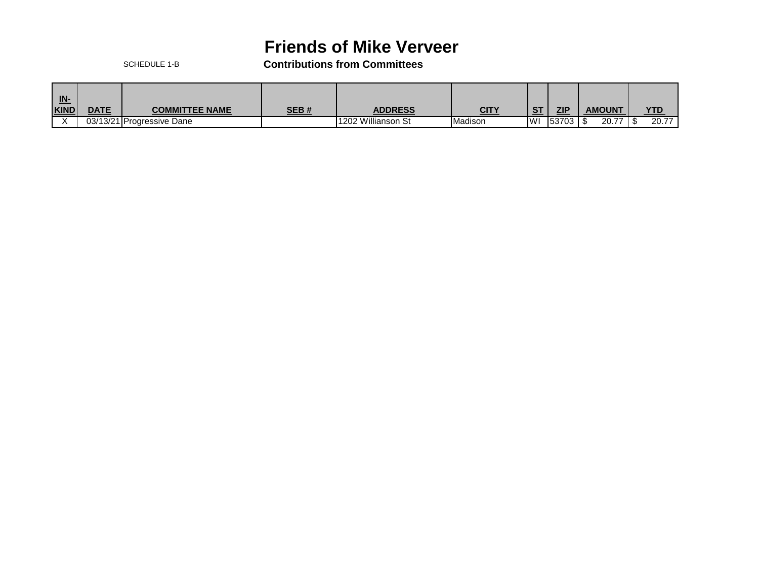# Friends of Mike Verveer

SCHEDULE 1-B

**Contributions from Committees**

| IN-KIND | DATE | COMMITTEE NAME | SEB # | ADDRESS | CITY | ST | ZIP | AMOUNT | YTD |
|---|---|---|---|---|---|---|---|---|---|
| X | 03/13/21 | Progressive Dane | | 1202 Willianson St | Madison | WI | 53703 | $ 20.77 | $ 20.77 |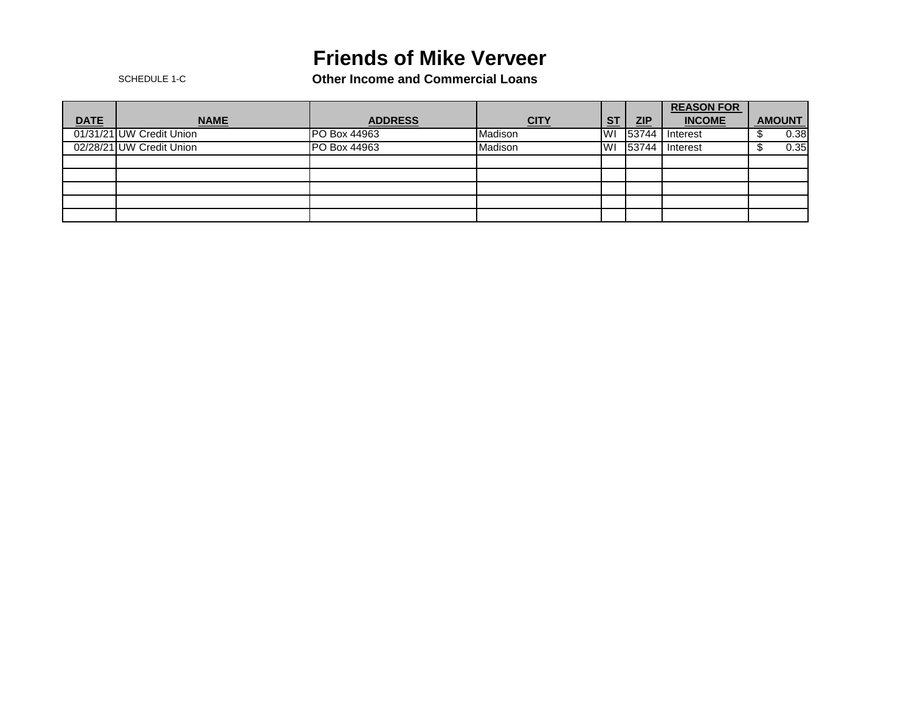# Friends of Mike Verveer

SCHEDULE 1-C

## Other Income and Commercial Loans

| DATE | NAME | ADDRESS | CITY | ST | ZIP | REASON FOR INCOME | AMOUNT |
|---|---|---|---|---|---|---|---|
| 01/31/21 | UW Credit Union | PO Box 44963 | Madison | WI | 53744 | Interest | $ 0.38 |
| 02/28/21 | UW Credit Union | PO Box 44963 | Madison | WI | 53744 | Interest | $ 0.35 |
| | | | | | | | |
| | | | | | | | |
| | | | | | | | |
| | | | | | | | |
| | | | | | | | |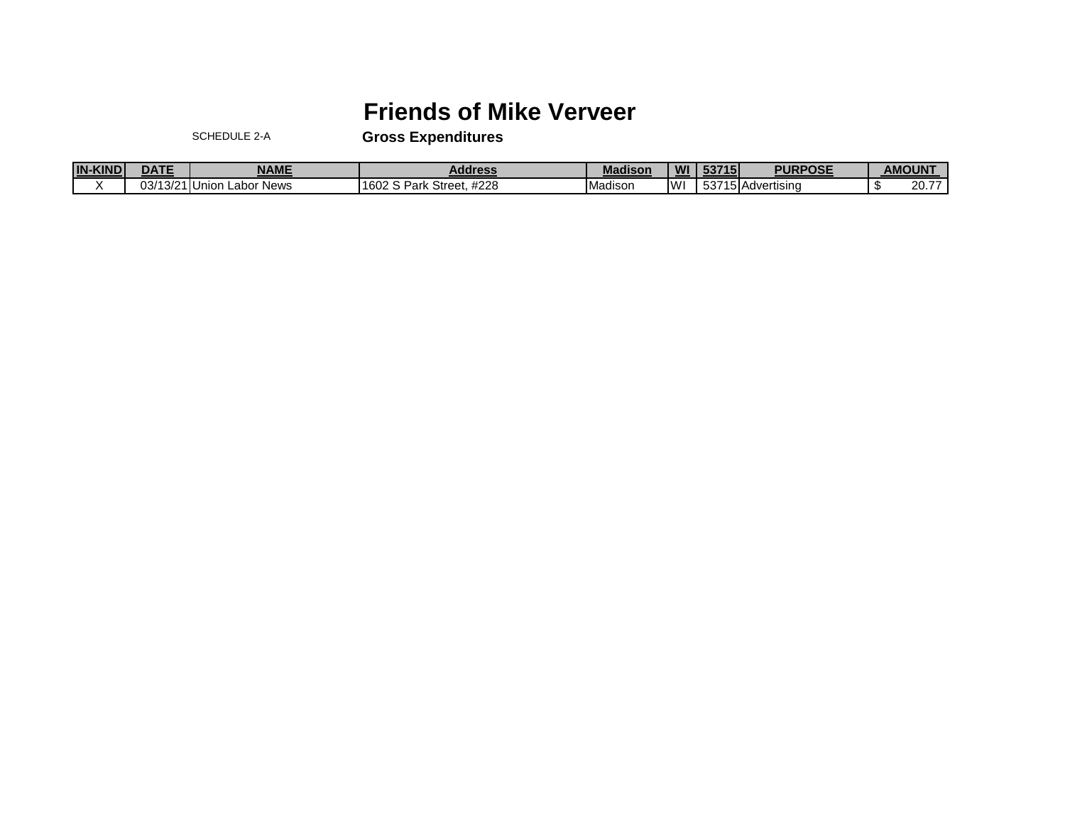# Friends of Mike Verveer

SCHEDULE 2-A

## Gross Expenditures

| IN-KIND | DATE | NAME | Address | Madison | WI | 53715 | PURPOSE | AMOUNT |
|---|---|---|---|---|---|---|---|---|
| X | 03/13/21 | Union Labor News | 1602 S Park Street, #228 | Madison | WI | 53715 | Advertising | $ 20.77 |